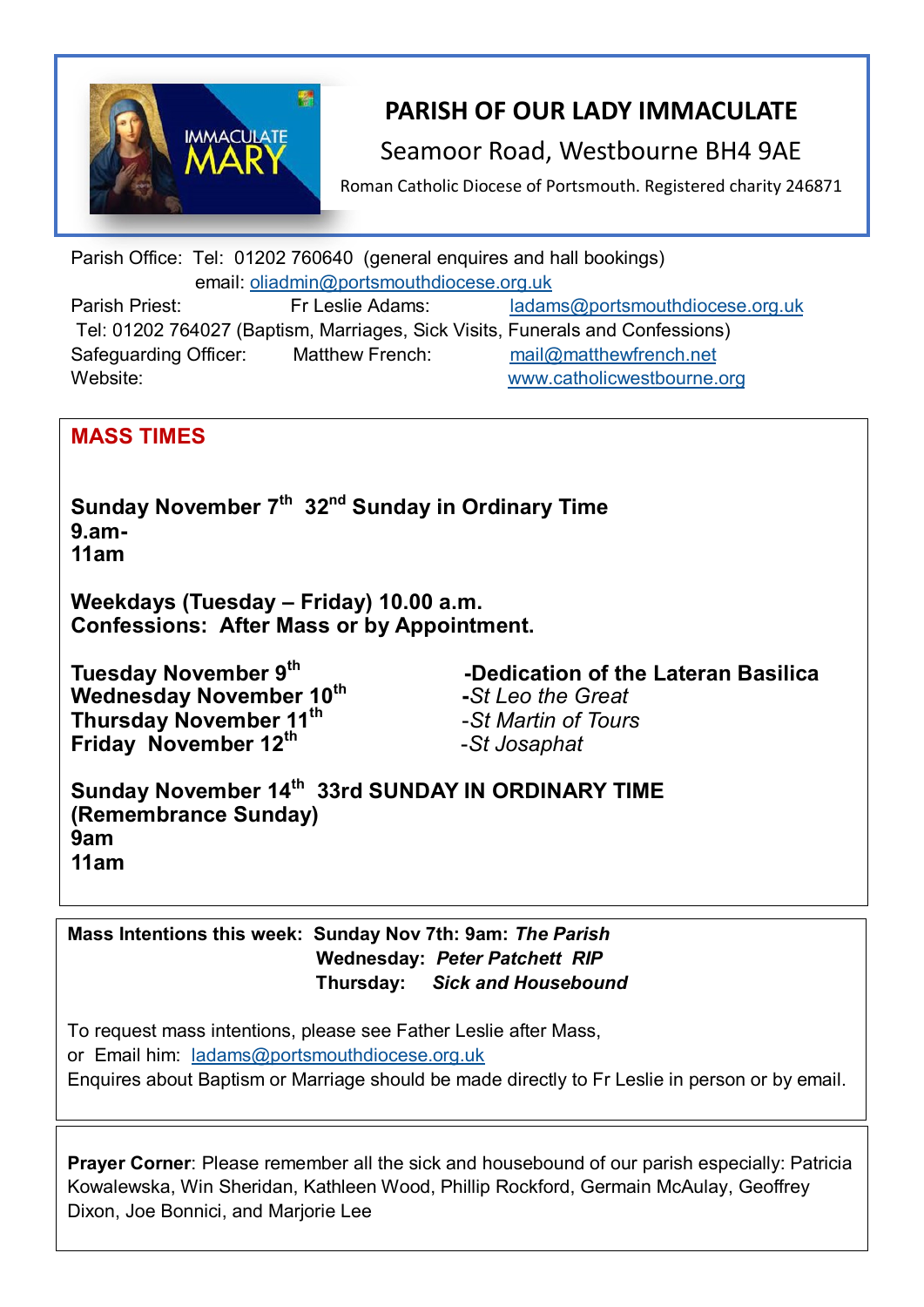# PARISH OF OUR LADY IMMACULATE

Seamoor Road, Westbourne BH4 9AE

Roman Catholic Diocese of Portsmouth. Registered charity 246871

Parish Office: Tel: 01202 760640 (general enquires and hall bookings)
email: oliadmin@portsmouthdiocese.org.uk

Parish Priest: Fr Leslie Adams: ladams@portsmouthdiocese.org.uk
Tel: 01202 764027 (Baptism, Marriages, Sick Visits, Funerals and Confessions)

Safeguarding Officer: Matthew French: mail@matthewfrench.net

Website: www.catholicwestbourne.org

## MASS TIMES

**Sunday November 7th 32nd Sunday in Ordinary Time**
**9.am-**
**11am**

**Weekdays (Tuesday – Friday) 10.00 a.m.**
**Confessions: After Mass or by Appointment.**

**Tuesday November 9th** **-Dedication of the Lateran Basilica**
**Wednesday November 10th** -*St Leo the Great*
**Thursday November 11th** -*St Martin of Tours*
**Friday November 12th** -*St Josaphat*

**Sunday November 14th 33rd SUNDAY IN ORDINARY TIME**
**(Remembrance Sunday)**
**9am**
**11am**

**Mass Intentions this week: Sunday Nov 7th: 9am:** ***The Parish***
**Wednesday:** ***Peter Patchett RIP***
**Thursday:** ***Sick and Housebound***

To request mass intentions, please see Father Leslie after Mass,
or Email him: ladams@portsmouthdiocese.org.uk
Enquires about Baptism or Marriage should be made directly to Fr Leslie in person or by email.

**Prayer Corner**: Please remember all the sick and housebound of our parish especially: Patricia Kowalewska, Win Sheridan, Kathleen Wood, Phillip Rockford, Germain McAulay, Geoffrey Dixon, Joe Bonnici, and Marjorie Lee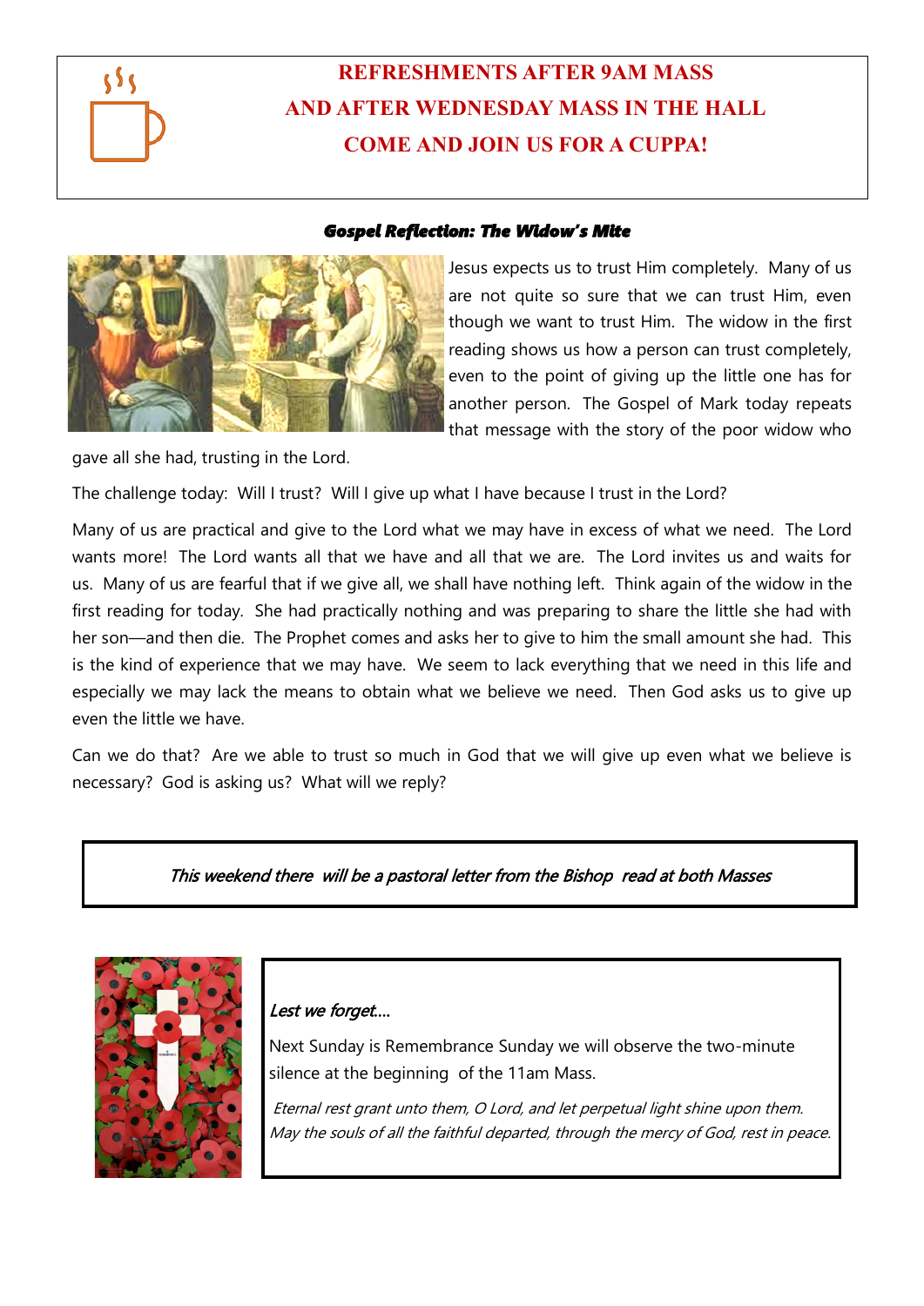**REFRESHMENTS AFTER 9AM MASS**
**AND AFTER WEDNESDAY MASS IN THE HALL**
**COME AND JOIN US FOR A CUPPA!**

***Gospel Reflection: The Widow's Mite***

Jesus expects us to trust Him completely. Many of us are not quite so sure that we can trust Him, even though we want to trust Him. The widow in the first reading shows us how a person can trust completely, even to the point of giving up the little one has for another person. The Gospel of Mark today repeats that message with the story of the poor widow who gave all she had, trusting in the Lord.

The challenge today: Will I trust? Will I give up what I have because I trust in the Lord?

Many of us are practical and give to the Lord what we may have in excess of what we need. The Lord wants more! The Lord wants all that we have and all that we are. The Lord invites us and waits for us. Many of us are fearful that if we give all, we shall have nothing left. Think again of the widow in the first reading for today. She had practically nothing and was preparing to share the little she had with her son—and then die. The Prophet comes and asks her to give to him the small amount she had. This is the kind of experience that we may have. We seem to lack everything that we need in this life and especially we may lack the means to obtain what we believe we need. Then God asks us to give up even the little we have.

Can we do that? Are we able to trust so much in God that we will give up even what we believe is necessary? God is asking us? What will we reply?

*This weekend there will be a pastoral letter from the Bishop read at both Masses*

*Lest we forget....*

Next Sunday is Remembrance Sunday we will observe the two-minute silence at the beginning of the 11am Mass.

*Eternal rest grant unto them, O Lord, and let perpetual light shine upon them. May the souls of all the faithful departed, through the mercy of God, rest in peace.*